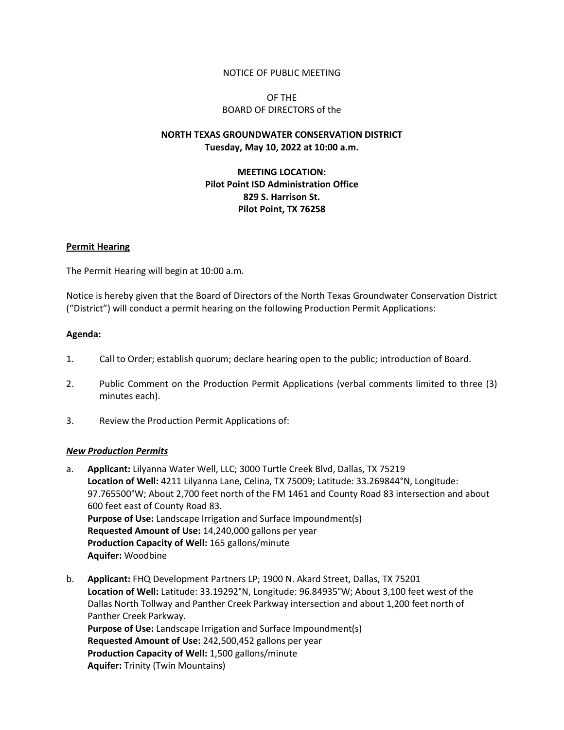NOTICE OF PUBLIC MEETING

OF THE
BOARD OF DIRECTORS of the

**NORTH TEXAS GROUNDWATER CONSERVATION DISTRICT**
**Tuesday, May 10, 2022 at 10:00 a.m.**

**MEETING LOCATION:**
**Pilot Point ISD Administration Office**
**829 S. Harrison St.**
**Pilot Point, TX 76258**

**Permit Hearing**

The Permit Hearing will begin at 10:00 a.m.

Notice is hereby given that the Board of Directors of the North Texas Groundwater Conservation District ("District") will conduct a permit hearing on the following Production Permit Applications:

**Agenda:**

1. Call to Order; establish quorum; declare hearing open to the public; introduction of Board.

2. Public Comment on the Production Permit Applications (verbal comments limited to three (3) minutes each).

3. Review the Production Permit Applications of:

***New Production Permits***

a. **Applicant:** Lilyanna Water Well, LLC; 3000 Turtle Creek Blvd, Dallas, TX 75219
   **Location of Well:** 4211 Lilyanna Lane, Celina, TX 75009; Latitude: 33.269844°N, Longitude: 97.765500°W; About 2,700 feet north of the FM 1461 and County Road 83 intersection and about 600 feet east of County Road 83.
   **Purpose of Use:** Landscape Irrigation and Surface Impoundment(s)
   **Requested Amount of Use:** 14,240,000 gallons per year
   **Production Capacity of Well:** 165 gallons/minute
   **Aquifer:** Woodbine

b. **Applicant:** FHQ Development Partners LP; 1900 N. Akard Street, Dallas, TX 75201
   **Location of Well:** Latitude: 33.19292°N, Longitude: 96.84935°W; About 3,100 feet west of the Dallas North Tollway and Panther Creek Parkway intersection and about 1,200 feet north of Panther Creek Parkway.
   **Purpose of Use:** Landscape Irrigation and Surface Impoundment(s)
   **Requested Amount of Use:** 242,500,452 gallons per year
   **Production Capacity of Well:** 1,500 gallons/minute
   **Aquifer:** Trinity (Twin Mountains)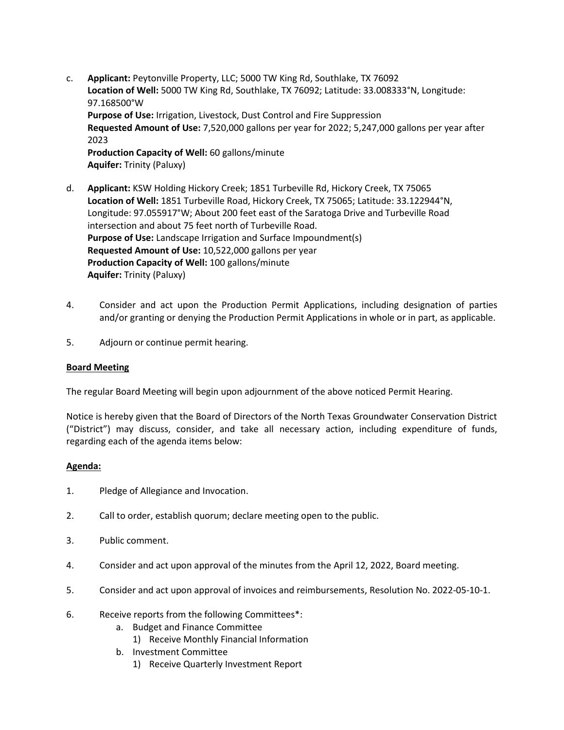c. **Applicant:** Peytonville Property, LLC; 5000 TW King Rd, Southlake, TX 76092
   **Location of Well:** 5000 TW King Rd, Southlake, TX 76092; Latitude: 33.008333°N, Longitude: 97.168500°W
   **Purpose of Use:** Irrigation, Livestock, Dust Control and Fire Suppression
   **Requested Amount of Use:** 7,520,000 gallons per year for 2022; 5,247,000 gallons per year after 2023
   **Production Capacity of Well:** 60 gallons/minute
   **Aquifer:** Trinity (Paluxy)

d. **Applicant:** KSW Holding Hickory Creek; 1851 Turbeville Rd, Hickory Creek, TX 75065
   **Location of Well:** 1851 Turbeville Road, Hickory Creek, TX 75065; Latitude: 33.122944°N, Longitude: 97.055917°W; About 200 feet east of the Saratoga Drive and Turbeville Road intersection and about 75 feet north of Turbeville Road.
   **Purpose of Use:** Landscape Irrigation and Surface Impoundment(s)
   **Requested Amount of Use:** 10,522,000 gallons per year
   **Production Capacity of Well:** 100 gallons/minute
   **Aquifer:** Trinity (Paluxy)

4. Consider and act upon the Production Permit Applications, including designation of parties and/or granting or denying the Production Permit Applications in whole or in part, as applicable.

5. Adjourn or continue permit hearing.

**Board Meeting**

The regular Board Meeting will begin upon adjournment of the above noticed Permit Hearing.

Notice is hereby given that the Board of Directors of the North Texas Groundwater Conservation District ("District") may discuss, consider, and take all necessary action, including expenditure of funds, regarding each of the agenda items below:

**Agenda:**

1. Pledge of Allegiance and Invocation.

2. Call to order, establish quorum; declare meeting open to the public.

3. Public comment.

4. Consider and act upon approval of the minutes from the April 12, 2022, Board meeting.

5. Consider and act upon approval of invoices and reimbursements, Resolution No. 2022-05-10-1.

6. Receive reports from the following Committees*:
   a. Budget and Finance Committee
      1) Receive Monthly Financial Information
   b. Investment Committee
      1) Receive Quarterly Investment Report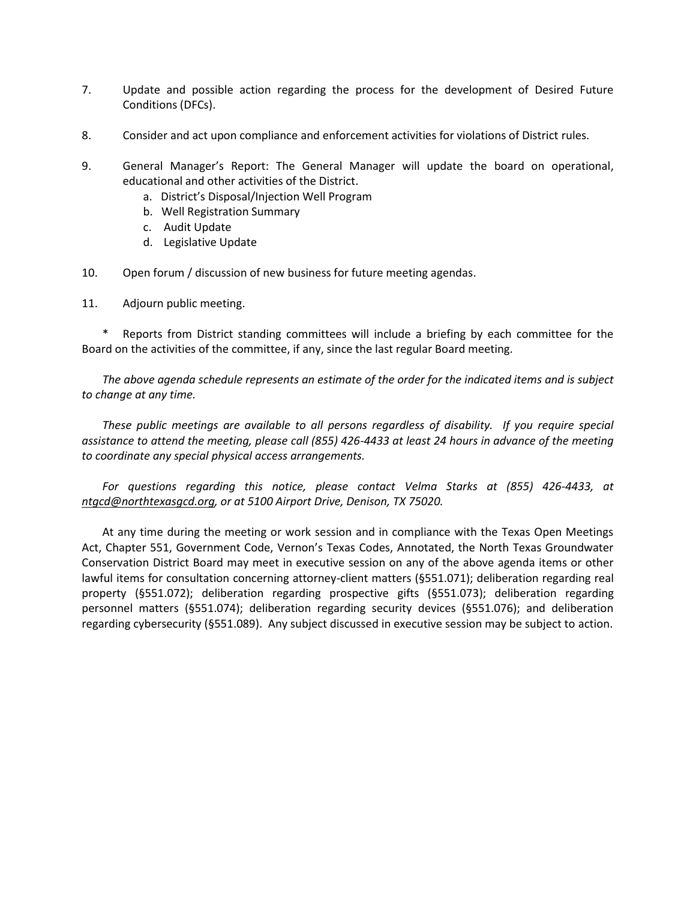7. Update and possible action regarding the process for the development of Desired Future Conditions (DFCs).

8. Consider and act upon compliance and enforcement activities for violations of District rules.

9. General Manager's Report: The General Manager will update the board on operational, educational and other activities of the District.
   a. District's Disposal/Injection Well Program
   b. Well Registration Summary
   c. Audit Update
   d. Legislative Update

10. Open forum / discussion of new business for future meeting agendas.

11. Adjourn public meeting.

\* Reports from District standing committees will include a briefing by each committee for the Board on the activities of the committee, if any, since the last regular Board meeting.

*The above agenda schedule represents an estimate of the order for the indicated items and is subject to change at any time.*

*These public meetings are available to all persons regardless of disability. If you require special assistance to attend the meeting, please call (855) 426-4433 at least 24 hours in advance of the meeting to coordinate any special physical access arrangements.*

*For questions regarding this notice, please contact Velma Starks at (855) 426-4433, at ntgcd@northtexasgcd.org, or at 5100 Airport Drive, Denison, TX 75020.*

At any time during the meeting or work session and in compliance with the Texas Open Meetings Act, Chapter 551, Government Code, Vernon's Texas Codes, Annotated, the North Texas Groundwater Conservation District Board may meet in executive session on any of the above agenda items or other lawful items for consultation concerning attorney-client matters (§551.071); deliberation regarding real property (§551.072); deliberation regarding prospective gifts (§551.073); deliberation regarding personnel matters (§551.074); deliberation regarding security devices (§551.076); and deliberation regarding cybersecurity (§551.089). Any subject discussed in executive session may be subject to action.